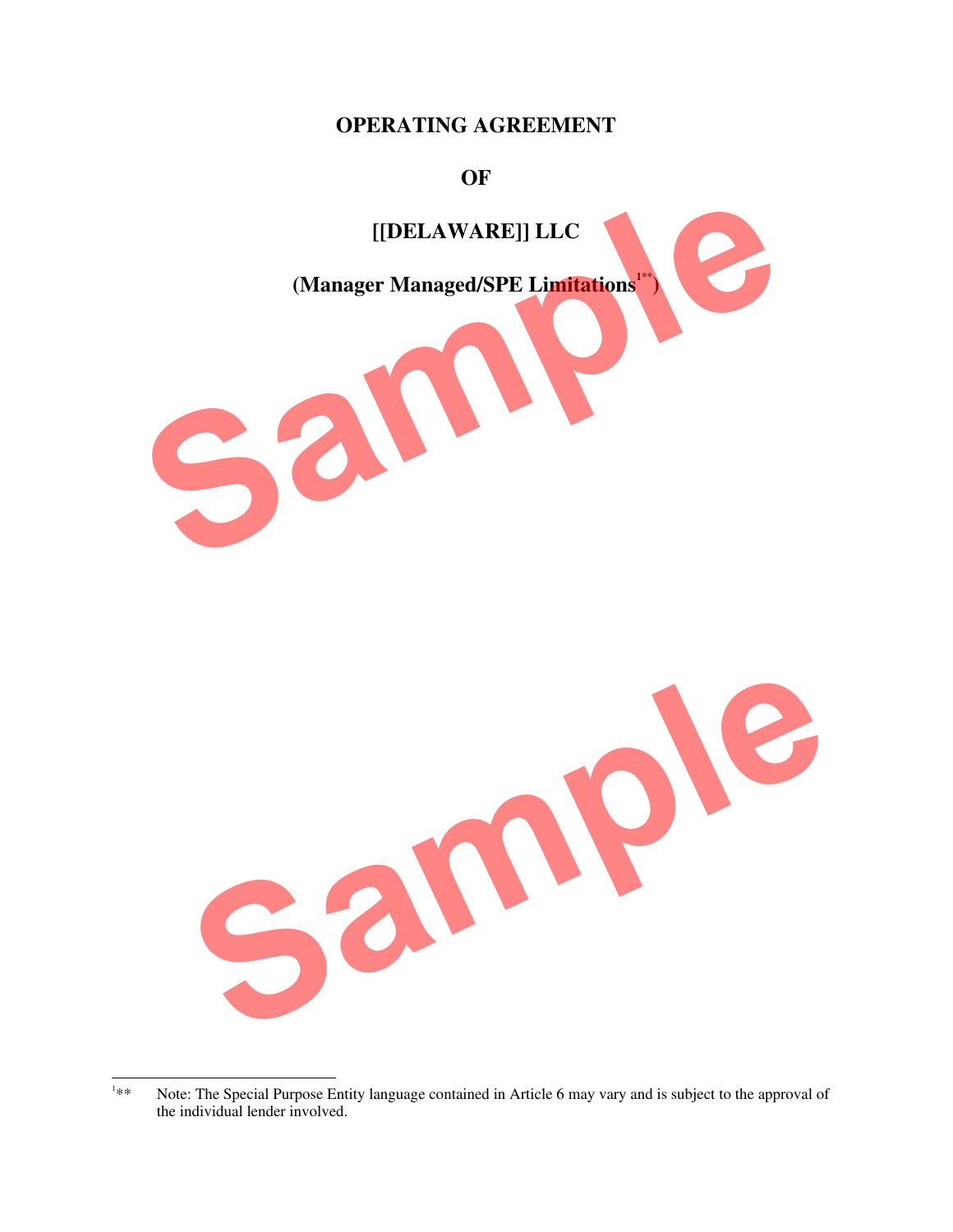# OPERATING AGREEMENT

# OF

# [[DELAWARE]] LLC

## (Manager Managed/SPE Limitations[1**])

---

[1**] Note: The Special Purpose Entity language contained in Article 6 may vary and is subject to the approval of the individual lender involved.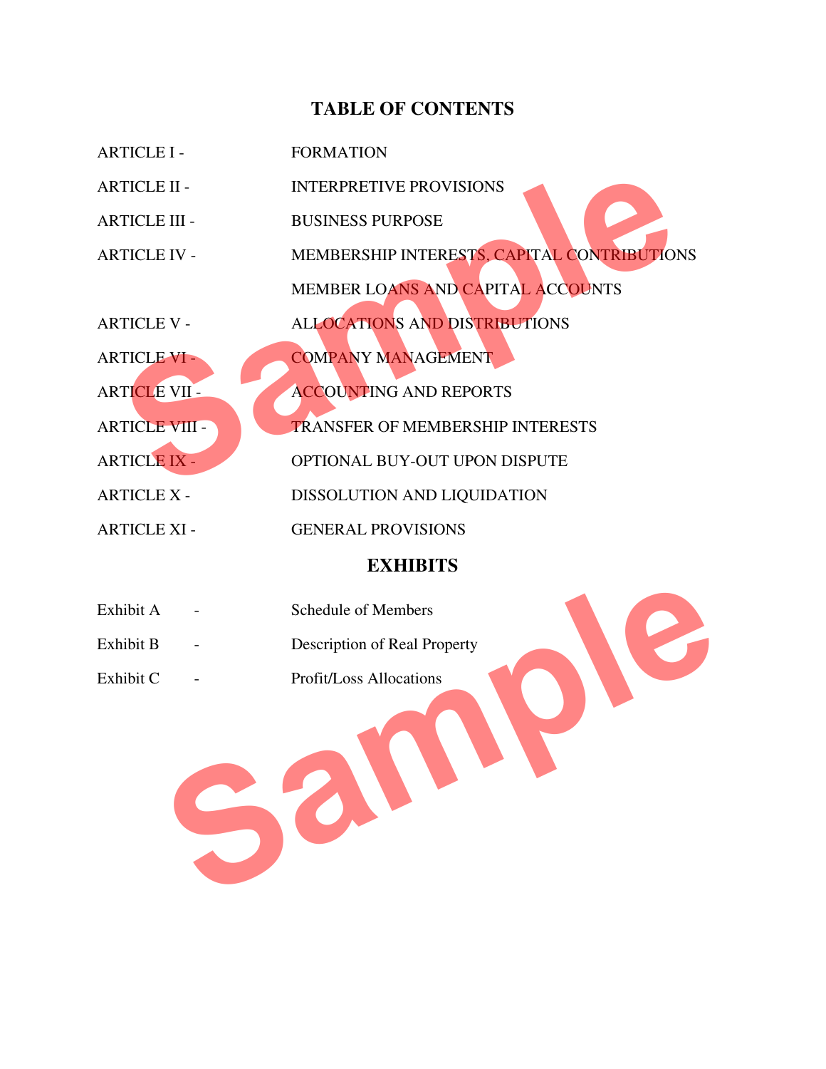# TABLE OF CONTENTS

| | |
|---|---|
| ARTICLE I - | FORMATION |
| ARTICLE II - | INTERPRETIVE PROVISIONS |
| ARTICLE III - | BUSINESS PURPOSE |
| ARTICLE IV - | MEMBERSHIP INTERESTS, CAPITAL CONTRIBUTIONS MEMBER LOANS AND CAPITAL ACCOUNTS |
| ARTICLE V - | ALLOCATIONS AND DISTRIBUTIONS |
| ARTICLE VI - | COMPANY MANAGEMENT |
| ARTICLE VII - | ACCOUNTING AND REPORTS |
| ARTICLE VIII - | TRANSFER OF MEMBERSHIP INTERESTS |
| ARTICLE IX - | OPTIONAL BUY-OUT UPON DISPUTE |
| ARTICLE X - | DISSOLUTION AND LIQUIDATION |
| ARTICLE XI - | GENERAL PROVISIONS |

## EXHIBITS

| | | |
|---|---|---|
| Exhibit A | - | Schedule of Members |
| Exhibit B | - | Description of Real Property |
| Exhibit C | - | Profit/Loss Allocations |

Sample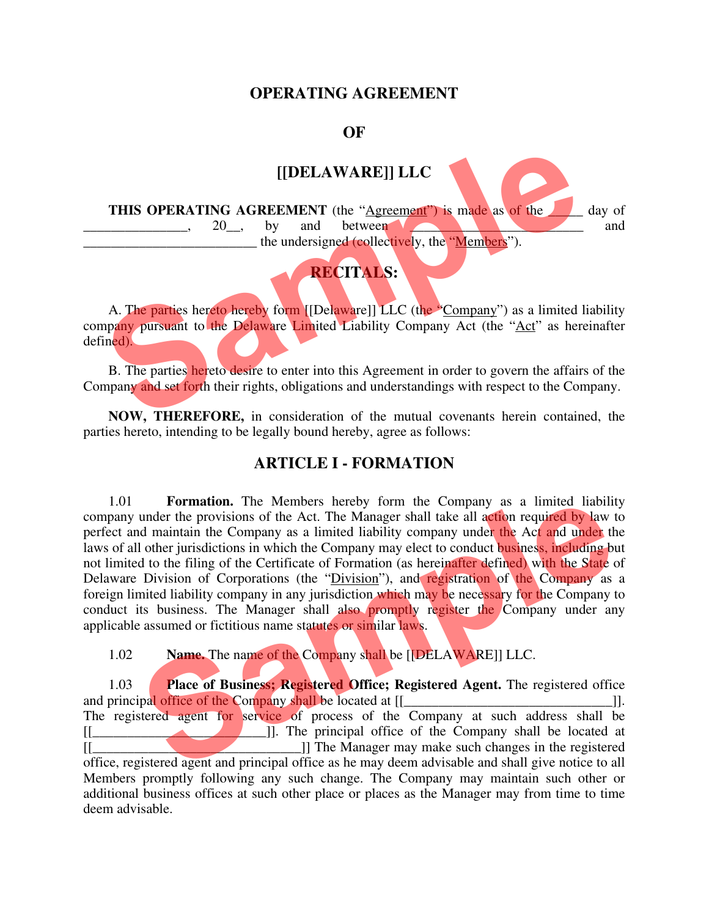# OPERATING AGREEMENT

# OF

# [[DELAWARE]] LLC

**THIS OPERATING AGREEMENT** (the "Agreement") is made as of the _____ day of _______________, 20__, by and between _________________________ and _________________________ the undersigned (collectively, the "Members").

## RECITALS:

A. The parties hereto hereby form [[Delaware]] LLC (the "Company") as a limited liability company pursuant to the Delaware Limited Liability Company Act (the "Act" as hereinafter defined).

B. The parties hereto desire to enter into this Agreement in order to govern the affairs of the Company and set forth their rights, obligations and understandings with respect to the Company.

**NOW, THEREFORE,** in consideration of the mutual covenants herein contained, the parties hereto, intending to be legally bound hereby, agree as follows:

## ARTICLE I - FORMATION

1.01 **Formation.** The Members hereby form the Company as a limited liability company under the provisions of the Act. The Manager shall take all action required by law to perfect and maintain the Company as a limited liability company under the Act and under the laws of all other jurisdictions in which the Company may elect to conduct business, including but not limited to the filing of the Certificate of Formation (as hereinafter defined) with the State of Delaware Division of Corporations (the "Division"), and registration of the Company as a foreign limited liability company in any jurisdiction which may be necessary for the Company to conduct its business. The Manager shall also promptly register the Company under any applicable assumed or fictitious name statutes or similar laws.

1.02 **Name.** The name of the Company shall be [[DELAWARE]] LLC.

1.03 **Place of Business; Registered Office; Registered Agent.** The registered office and principal office of the Company shall be located at [[_______________________________]]. The registered agent for service of process of the Company at such address shall be [[_________________________]]. The principal office of the Company shall be located at [[_________________________________]] The Manager may make such changes in the registered office, registered agent and principal office as he may deem advisable and shall give notice to all Members promptly following any such change. The Company may maintain such other or additional business offices at such other place or places as the Manager may from time to time deem advisable.